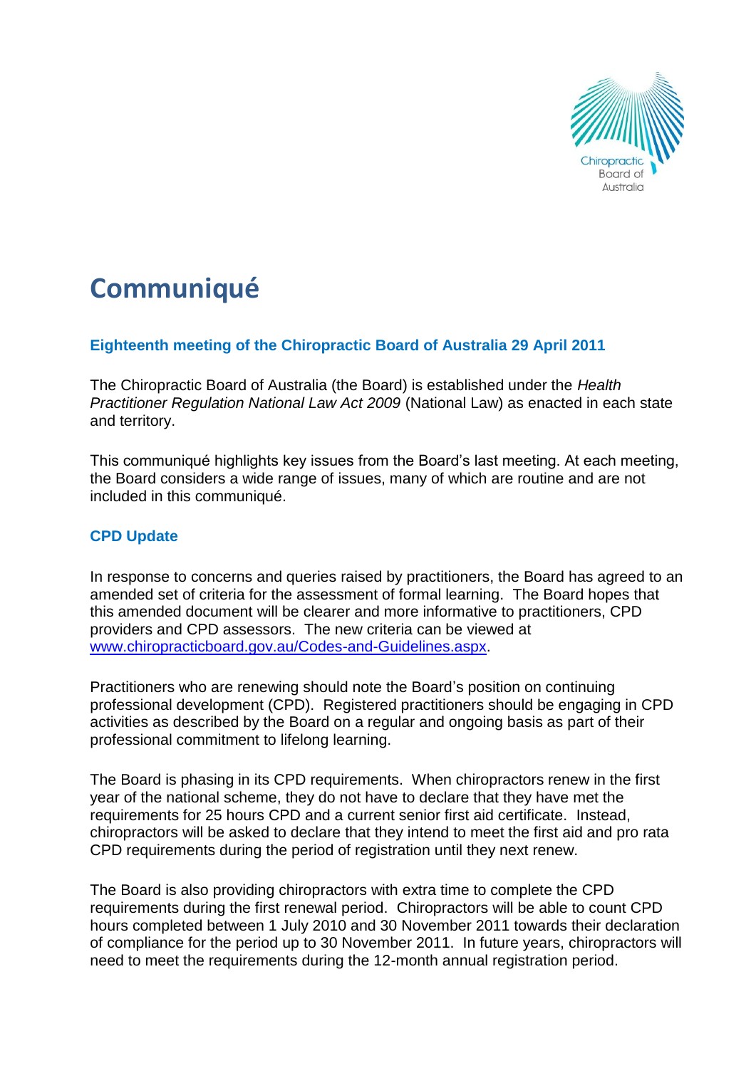# Communiqué

## Eighteenth meeting of the Chiropractic Board of Australia 29 April 2011

The Chiropractic Board of Australia (the Board) is established under the *Health Practitioner Regulation National Law Act 2009* (National Law) as enacted in each state and territory.

This communiqué highlights key issues from the Board's last meeting. At each meeting, the Board considers a wide range of issues, many of which are routine and are not included in this communiqué.

### CPD Update

In response to concerns and queries raised by practitioners, the Board has agreed to an amended set of criteria for the assessment of formal learning. The Board hopes that this amended document will be clearer and more informative to practitioners, CPD providers and CPD assessors. The new criteria can be viewed at [www.chiropracticboard.gov.au/Codes-and-Guidelines.aspx](www.chiropracticboard.gov.au/Codes-and-Guidelines.aspx).

Practitioners who are renewing should note the Board's position on continuing professional development (CPD). Registered practitioners should be engaging in CPD activities as described by the Board on a regular and ongoing basis as part of their professional commitment to lifelong learning.

The Board is phasing in its CPD requirements. When chiropractors renew in the first year of the national scheme, they do not have to declare that they have met the requirements for 25 hours CPD and a current senior first aid certificate. Instead, chiropractors will be asked to declare that they intend to meet the first aid and pro rata CPD requirements during the period of registration until they next renew.

The Board is also providing chiropractors with extra time to complete the CPD requirements during the first renewal period. Chiropractors will be able to count CPD hours completed between 1 July 2010 and 30 November 2011 towards their declaration of compliance for the period up to 30 November 2011. In future years, chiropractors will need to meet the requirements during the 12-month annual registration period.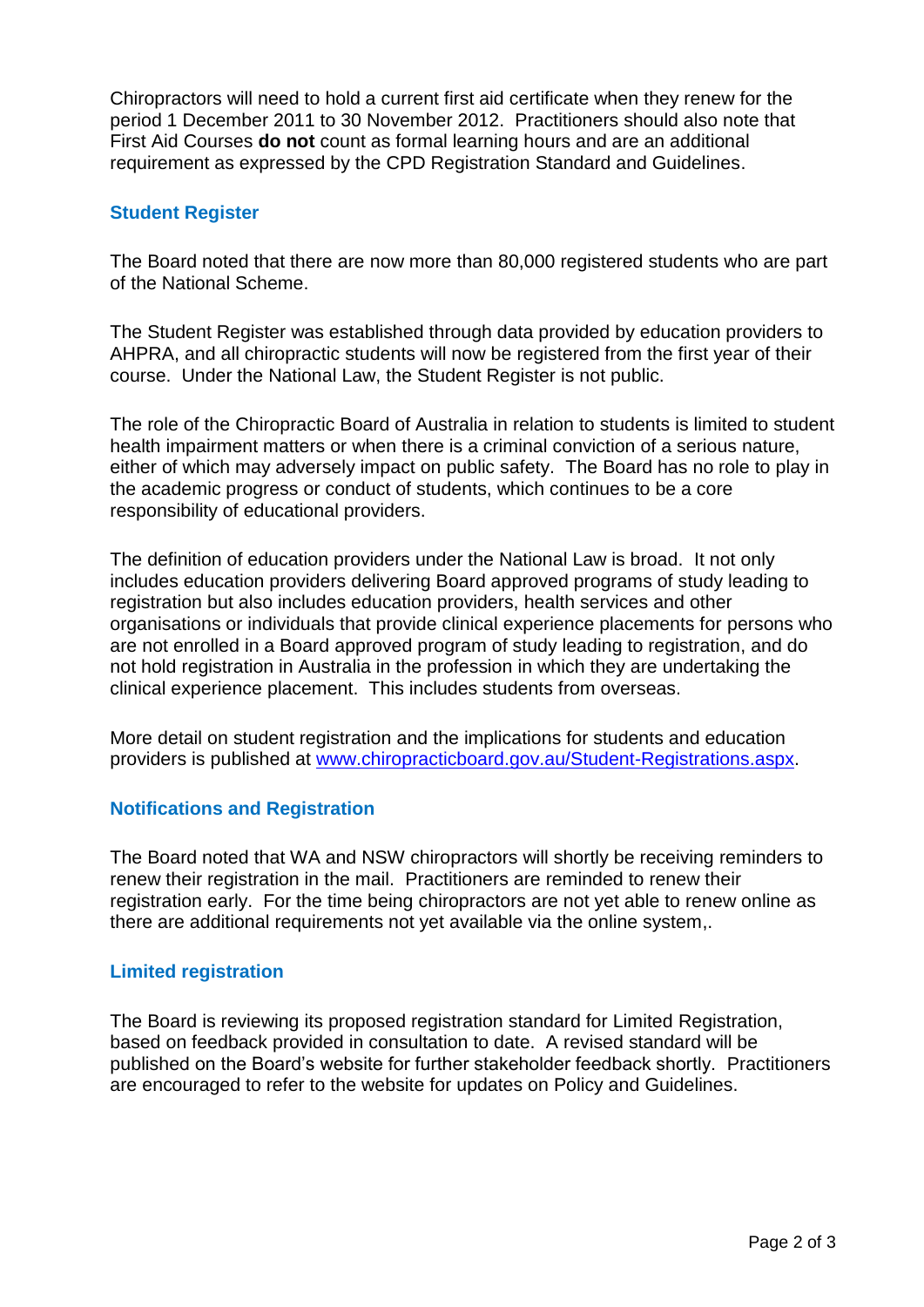Chiropractors will need to hold a current first aid certificate when they renew for the period 1 December 2011 to 30 November 2012. Practitioners should also note that First Aid Courses **do not** count as formal learning hours and are an additional requirement as expressed by the CPD Registration Standard and Guidelines.

## Student Register

The Board noted that there are now more than 80,000 registered students who are part of the National Scheme.

The Student Register was established through data provided by education providers to AHPRA, and all chiropractic students will now be registered from the first year of their course. Under the National Law, the Student Register is not public.

The role of the Chiropractic Board of Australia in relation to students is limited to student health impairment matters or when there is a criminal conviction of a serious nature, either of which may adversely impact on public safety. The Board has no role to play in the academic progress or conduct of students, which continues to be a core responsibility of educational providers.

The definition of education providers under the National Law is broad. It not only includes education providers delivering Board approved programs of study leading to registration but also includes education providers, health services and other organisations or individuals that provide clinical experience placements for persons who are not enrolled in a Board approved program of study leading to registration, and do not hold registration in Australia in the profession in which they are undertaking the clinical experience placement. This includes students from overseas.

More detail on student registration and the implications for students and education providers is published at [www.chiropracticboard.gov.au/Student-Registrations.aspx](www.chiropracticboard.gov.au/Student-Registrations.aspx).

## Notifications and Registration

The Board noted that WA and NSW chiropractors will shortly be receiving reminders to renew their registration in the mail. Practitioners are reminded to renew their registration early. For the time being chiropractors are not yet able to renew online as there are additional requirements not yet available via the online system,.

## Limited registration

The Board is reviewing its proposed registration standard for Limited Registration, based on feedback provided in consultation to date. A revised standard will be published on the Board's website for further stakeholder feedback shortly. Practitioners are encouraged to refer to the website for updates on Policy and Guidelines.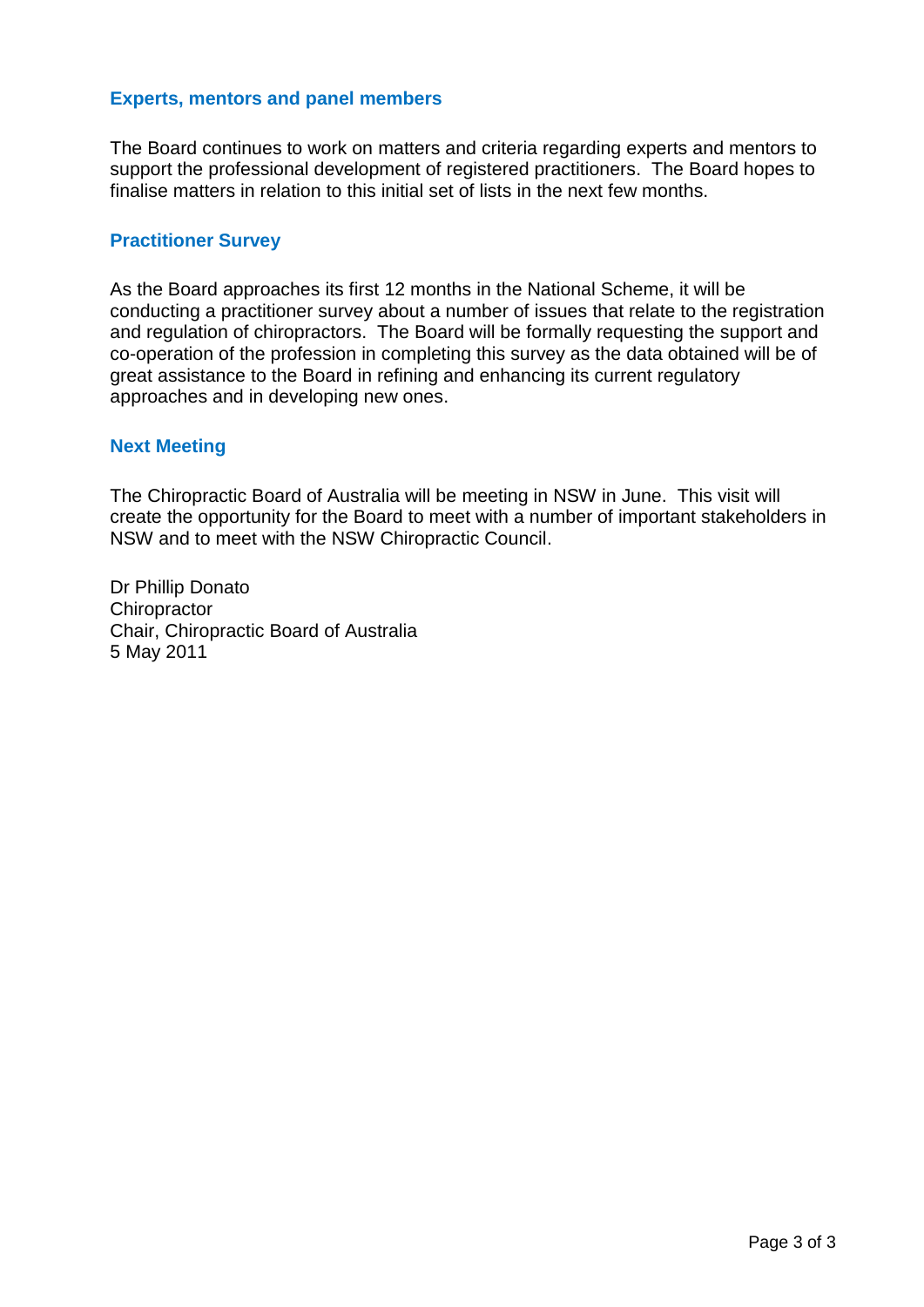### Experts, mentors and panel members

The Board continues to work on matters and criteria regarding experts and mentors to support the professional development of registered practitioners. The Board hopes to finalise matters in relation to this initial set of lists in the next few months.

### Practitioner Survey

As the Board approaches its first 12 months in the National Scheme, it will be conducting a practitioner survey about a number of issues that relate to the registration and regulation of chiropractors. The Board will be formally requesting the support and co-operation of the profession in completing this survey as the data obtained will be of great assistance to the Board in refining and enhancing its current regulatory approaches and in developing new ones.

### Next Meeting

The Chiropractic Board of Australia will be meeting in NSW in June. This visit will create the opportunity for the Board to meet with a number of important stakeholders in NSW and to meet with the NSW Chiropractic Council.

Dr Phillip Donato
Chiropractor
Chair, Chiropractic Board of Australia
5 May 2011